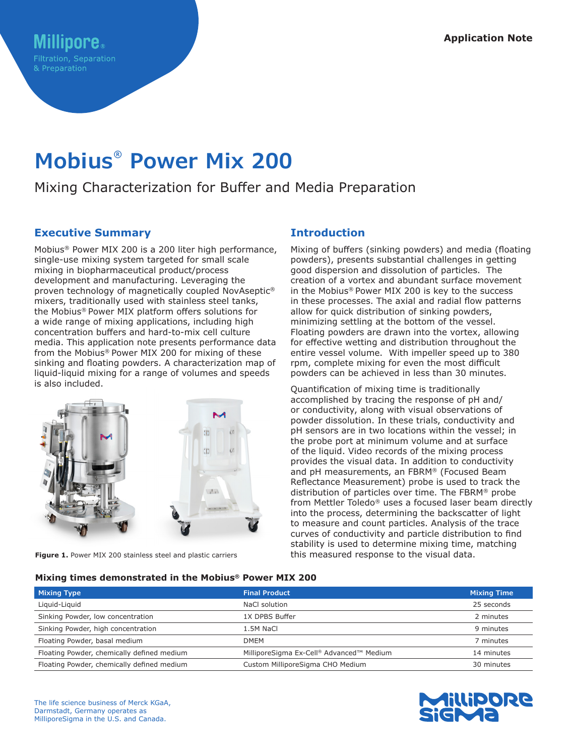Millipore®
Filtration, Separation
& Preparation

Application Note

# Mobius® Power Mix 200

## Mixing Characterization for Buffer and Media Preparation

### Executive Summary

Mobius® Power MIX 200 is a 200 liter high performance, single-use mixing system targeted for small scale mixing in biopharmaceutical product/process development and manufacturing. Leveraging the proven technology of magnetically coupled NovAseptic® mixers, traditionally used with stainless steel tanks, the Mobius® Power MIX platform offers solutions for a wide range of mixing applications, including high concentration buffers and hard-to-mix cell culture media. This application note presents performance data from the Mobius® Power MIX 200 for mixing of these sinking and floating powders. A characterization map of liquid-liquid mixing for a range of volumes and speeds is also included.

**Figure 1.** Power MIX 200 stainless steel and plastic carriers

### Introduction

Mixing of buffers (sinking powders) and media (floating powders), presents substantial challenges in getting good dispersion and dissolution of particles. The creation of a vortex and abundant surface movement in the Mobius® Power MIX 200 is key to the success in these processes. The axial and radial flow patterns allow for quick distribution of sinking powders, minimizing settling at the bottom of the vessel. Floating powders are drawn into the vortex, allowing for effective wetting and distribution throughout the entire vessel volume. With impeller speed up to 380 rpm, complete mixing for even the most difficult powders can be achieved in less than 30 minutes.

Quantification of mixing time is traditionally accomplished by tracing the response of pH and/or conductivity, along with visual observations of powder dissolution. In these trials, conductivity and pH sensors are in two locations within the vessel; in the probe port at minimum volume and at surface of the liquid. Video records of the mixing process provides the visual data. In addition to conductivity and pH measurements, an FBRM® (Focused Beam Reflectance Measurement) probe is used to track the distribution of particles over time. The FBRM® probe from Mettler Toledo® uses a focused laser beam directly into the process, determining the backscatter of light to measure and count particles. Analysis of the trace curves of conductivity and particle distribution to find stability is used to determine mixing time, matching this measured response to the visual data.

**Mixing times demonstrated in the Mobius® Power MIX 200**

| Mixing Type | Final Product | Mixing Time |
|---|---|---|
| Liquid-Liquid | NaCl solution | 25 seconds |
| Sinking Powder, low concentration | 1X DPBS Buffer | 2 minutes |
| Sinking Powder, high concentration | 1.5M NaCl | 9 minutes |
| Floating Powder, basal medium | DMEM | 7 minutes |
| Floating Powder, chemically defined medium | MilliporeSigma Ex-Cell® Advanced™ Medium | 14 minutes |
| Floating Powder, chemically defined medium | Custom MilliporeSigma CHO Medium | 30 minutes |

The life science business of Merck KGaA, Darmstadt, Germany operates as MilliporeSigma in the U.S. and Canada.

MilliporeSigma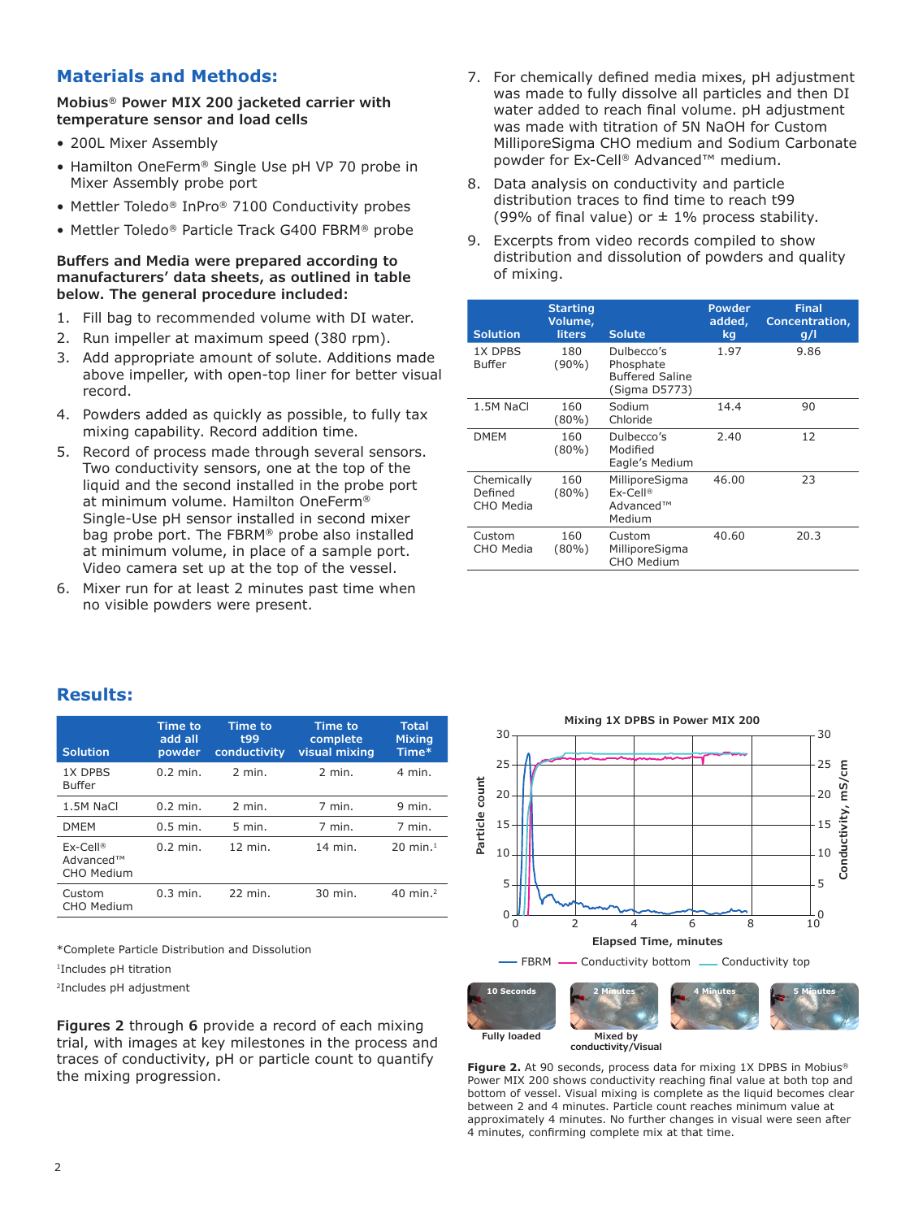## Materials and Methods:

**Mobius® Power MIX 200 jacketed carrier with temperature sensor and load cells**

- 200L Mixer Assembly
- Hamilton OneFerm® Single Use pH VP 70 probe in Mixer Assembly probe port
- Mettler Toledo® InPro® 7100 Conductivity probes
- Mettler Toledo® Particle Track G400 FBRM® probe

**Buffers and Media were prepared according to manufacturers' data sheets, as outlined in table below. The general procedure included:**

1. Fill bag to recommended volume with DI water.
2. Run impeller at maximum speed (380 rpm).
3. Add appropriate amount of solute. Additions made above impeller, with open-top liner for better visual record.
4. Powders added as quickly as possible, to fully tax mixing capability. Record addition time.
5. Record of process made through several sensors. Two conductivity sensors, one at the top of the liquid and the second installed in the probe port at minimum volume. Hamilton OneFerm® Single-Use pH sensor installed in second mixer bag probe port. The FBRM® probe also installed at minimum volume, in place of a sample port. Video camera set up at the top of the vessel.
6. Mixer run for at least 2 minutes past time when no visible powders were present.
7. For chemically defined media mixes, pH adjustment was made to fully dissolve all particles and then DI water added to reach final volume. pH adjustment was made with titration of 5N NaOH for Custom MilliporeSigma CHO medium and Sodium Carbonate powder for Ex-Cell® Advanced™ medium.
8. Data analysis on conductivity and particle distribution traces to find time to reach t99 (99% of final value) or ± 1% process stability.
9. Excerpts from video records compiled to show distribution and dissolution of powders and quality of mixing.

| Solution | Starting Volume, liters | Solute | Powder added, kg | Final Concentration, g/l |
|---|---|---|---|---|
| 1X DPBS Buffer | 180 (90%) | Dulbecco's Phosphate Buffered Saline (Sigma D5773) | 1.97 | 9.86 |
| 1.5M NaCl | 160 (80%) | Sodium Chloride | 14.4 | 90 |
| DMEM | 160 (80%) | Dulbecco's Modified Eagle's Medium | 2.40 | 12 |
| Chemically Defined CHO Media | 160 (80%) | MilliporeSigma Ex-Cell® Advanced™ Medium | 46.00 | 23 |
| Custom CHO Media | 160 (80%) | Custom MilliporeSigma CHO Medium | 40.60 | 20.3 |

## Results:

| Solution | Time to add all powder | Time to t99 conductivity | Time to complete visual mixing | Total Mixing Time* |
|---|---|---|---|---|
| 1X DPBS Buffer | 0.2 min. | 2 min. | 2 min. | 4 min. |
| 1.5M NaCl | 0.2 min. | 2 min. | 7 min. | 9 min. |
| DMEM | 0.5 min. | 5 min. | 7 min. | 7 min. |
| Ex-Cell® Advanced™ CHO Medium | 0.2 min. | 12 min. | 14 min. | 20 min.[1] |
| Custom CHO Medium | 0.3 min. | 22 min. | 30 min. | 40 min.[2] |

*Complete Particle Distribution and Dissolution

[1]Includes pH titration

[2]Includes pH adjustment

**Figures 2** through **6** provide a record of each mixing trial, with images at key milestones in the process and traces of conductivity, pH or particle count to quantify the mixing progression.

**Figure 2.** At 90 seconds, process data for mixing 1X DPBS in Mobius® Power MIX 200 shows conductivity reaching final value at both top and bottom of vessel. Visual mixing is complete as the liquid becomes clear between 2 and 4 minutes. Particle count reaches minimum value at approximately 4 minutes. No further changes in visual were seen after 4 minutes, confirming complete mix at that time.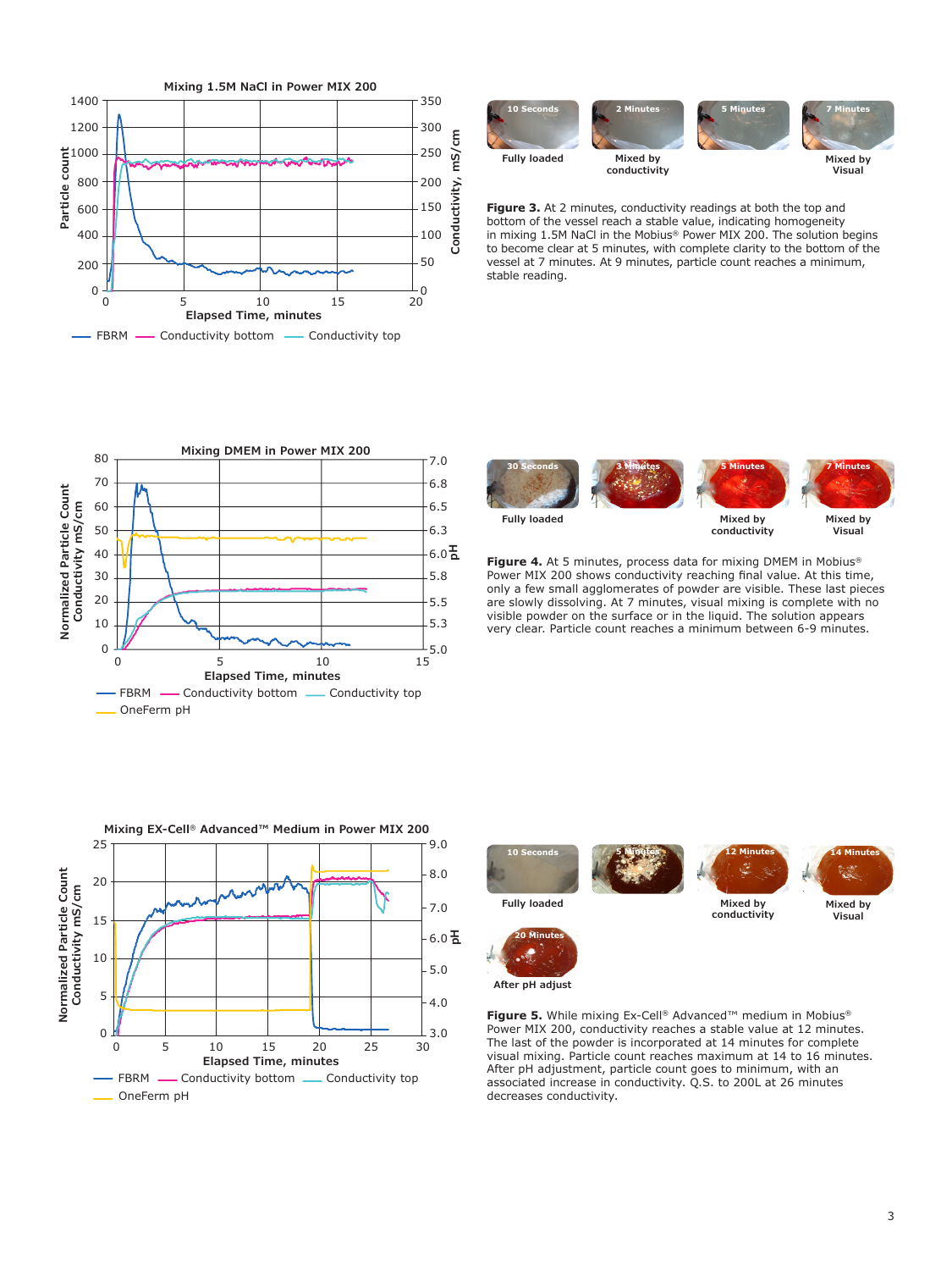**Mixing 1.5M NaCl in Power MIX 200**

10 Seconds — Fully loaded | 2 Minutes — Mixed by conductivity | 5 Minutes | 7 Minutes — Mixed by Visual

**Figure 3.** At 2 minutes, conductivity readings at both the top and bottom of the vessel reach a stable value, indicating homogeneity in mixing 1.5M NaCl in the Mobius® Power MIX 200. The solution begins to become clear at 5 minutes, with complete clarity to the bottom of the vessel at 7 minutes. At 9 minutes, particle count reaches a minimum, stable reading.

**Mixing DMEM in Power MIX 200**

30 Seconds — Fully loaded | 3 Minutes | 5 Minutes — Mixed by conductivity | 7 Minutes — Mixed by Visual

**Figure 4.** At 5 minutes, process data for mixing DMEM in Mobius® Power MIX 200 shows conductivity reaching final value. At this time, only a few small agglomerates of powder are visible. These last pieces are slowly dissolving. At 7 minutes, visual mixing is complete with no visible powder on the surface or in the liquid. The solution appears very clear. Particle count reaches a minimum between 6-9 minutes.

**Mixing EX-Cell® Advanced™ Medium in Power MIX 200**

10 Seconds — Fully loaded | 5 Minutes | 12 Minutes — Mixed by conductivity | 14 Minutes — Mixed by Visual | 20 Minutes — After pH adjust

**Figure 5.** While mixing Ex-Cell® Advanced™ medium in Mobius® Power MIX 200, conductivity reaches a stable value at 12 minutes. The last of the powder is incorporated at 14 minutes for complete visual mixing. Particle count reaches maximum at 14 to 16 minutes. After pH adjustment, particle count goes to minimum, with an associated increase in conductivity. Q.S. to 200L at 26 minutes decreases conductivity.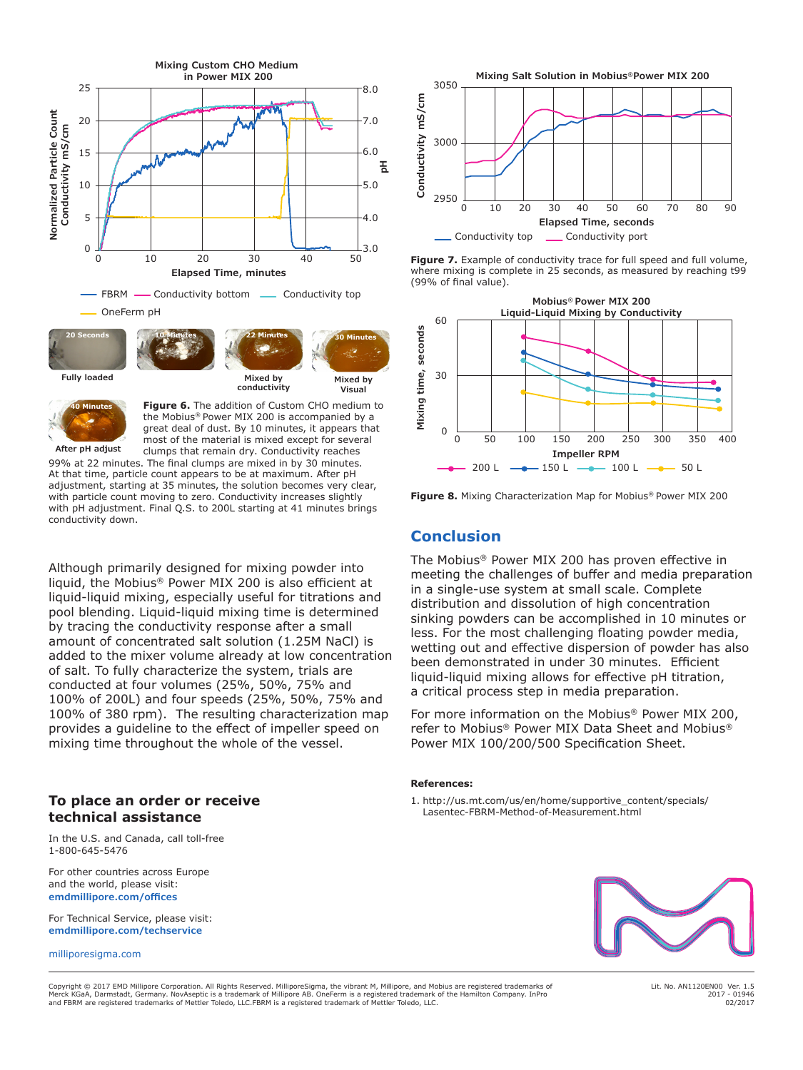Mixing Custom CHO Medium in Power MIX 200

Normalized Particle Count Conductivity mS/cm

25
20
15
10
5
0

pH

8.0
7.0
6.0
5.0
4.0
3.0

0 10 20 30 40 50

Elapsed Time, minutes

FBRM — Conductivity bottom — Conductivity top — OneFerm pH

20 Seconds — Fully loaded

10 Minutes

22 Minutes — Mixed by conductivity

30 Minutes — Mixed by Visual

40 Minutes — After pH adjust

**Figure 6.** The addition of Custom CHO medium to the Mobius® Power MIX 200 is accompanied by a great deal of dust. By 10 minutes, it appears that most of the material is mixed except for several clumps that remain dry. Conductivity reaches 99% at 22 minutes. The final clumps are mixed in by 30 minutes. At that time, particle count appears to be at maximum. After pH adjustment, starting at 35 minutes, the solution becomes very clear, with particle count moving to zero. Conductivity increases slightly with pH adjustment. Final Q.S. to 200L starting at 41 minutes brings conductivity down.

Although primarily designed for mixing powder into liquid, the Mobius® Power MIX 200 is also efficient at liquid-liquid mixing, especially useful for titrations and pool blending. Liquid-liquid mixing time is determined by tracing the conductivity response after a small amount of concentrated salt solution (1.25M NaCl) is added to the mixer volume already at low concentration of salt. To fully characterize the system, trials are conducted at four volumes (25%, 50%, 75% and 100% of 200L) and four speeds (25%, 50%, 75% and 100% of 380 rpm). The resulting characterization map provides a guideline to the effect of impeller speed on mixing time throughout the whole of the vessel.

Mixing Salt Solution in Mobius® Power MIX 200

Conductivity mS/cm

3050
3000
2950

0 10 20 30 40 50 60 70 80 90

Elapsed Time, seconds

Conductivity top — Conductivity port

**Figure 7.** Example of conductivity trace for full speed and full volume, where mixing is complete in 25 seconds, as measured by reaching t99 (99% of final value).

Mobius® Power MIX 200 Liquid-Liquid Mixing by Conductivity

Mixing time, seconds

60
30
0

0 50 100 150 200 250 300 350 400

Impeller RPM

200 L — 150 L — 100 L — 50 L

**Figure 8.** Mixing Characterization Map for Mobius® Power MIX 200

## Conclusion

The Mobius® Power MIX 200 has proven effective in meeting the challenges of buffer and media preparation in a single-use system at small scale. Complete distribution and dissolution of high concentration sinking powders can be accomplished in 10 minutes or less. For the most challenging floating powder media, wetting out and effective dispersion of powder has also been demonstrated in under 30 minutes. Efficient liquid-liquid mixing allows for effective pH titration, a critical process step in media preparation.

For more information on the Mobius® Power MIX 200, refer to Mobius® Power MIX Data Sheet and Mobius® Power MIX 100/200/500 Specification Sheet.

### To place an order or receive technical assistance

In the U.S. and Canada, call toll-free 1-800-645-5476

For other countries across Europe and the world, please visit: **emdmillipore.com/offices**

For Technical Service, please visit: **emdmillipore.com/techservice**

milliporesigma.com

**References:**

1. http://us.mt.com/us/en/home/supportive_content/specials/Lasentec-FBRM-Method-of-Measurement.html

Copyright © 2017 EMD Millipore Corporation. All Rights Reserved. MilliporeSigma, the vibrant M, Millipore, and Mobius are registered trademarks of Merck KGaA, Darmstadt, Germany. NovAseptic is a trademark of Millipore AB. OneFerm is a registered trademark of the Hamilton Company. InPro and FBRM are registered trademarks of Mettler Toledo, LLC.FBRM is a registered trademark of Mettler Toledo, LLC.

Lit. No. AN1120EN00 Ver. 1.5
2017 - 01946
02/2017